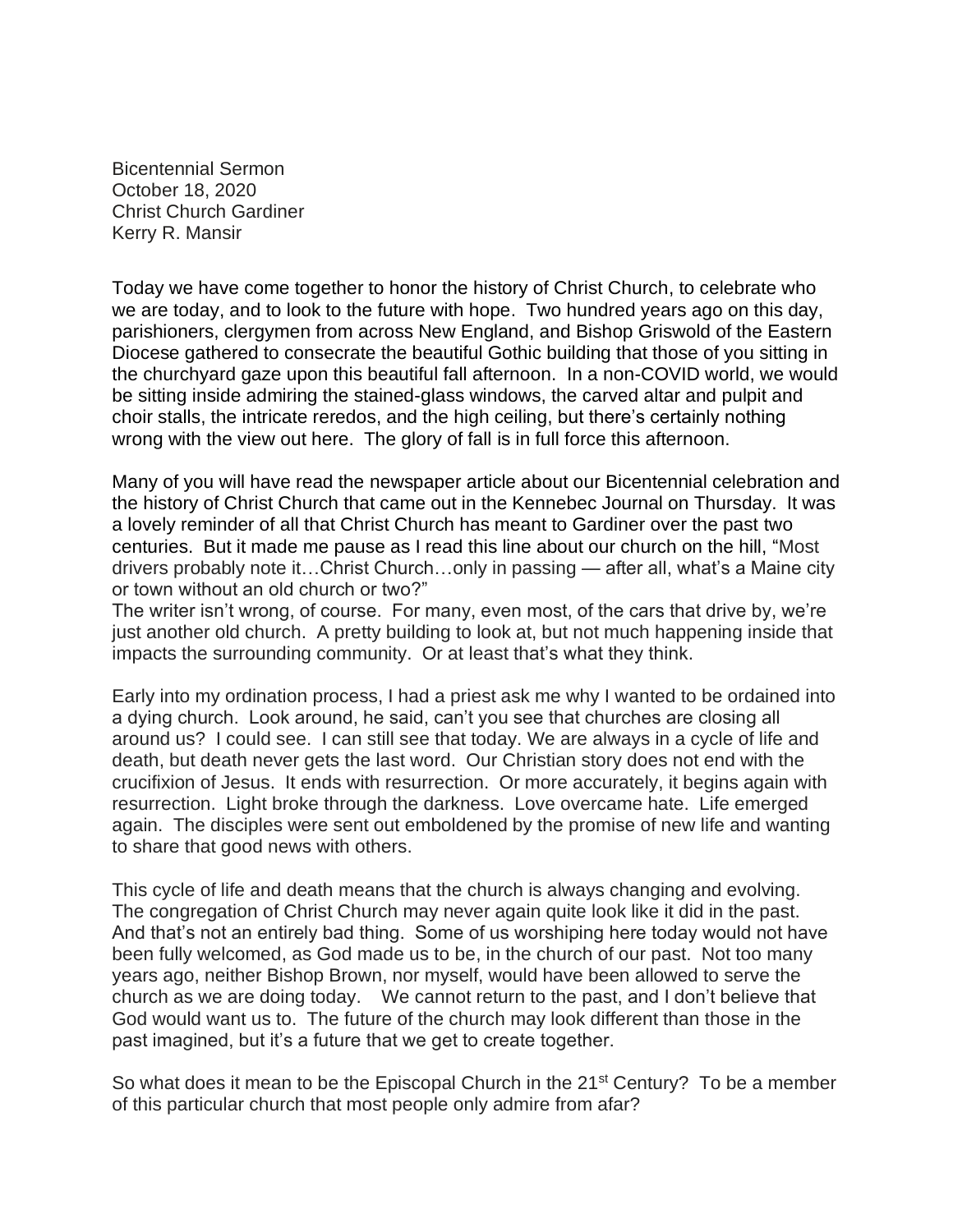Bicentennial Sermon
October 18, 2020
Christ Church Gardiner
Kerry R. Mansir

Today we have come together to honor the history of Christ Church, to celebrate who we are today, and to look to the future with hope. Two hundred years ago on this day, parishioners, clergymen from across New England, and Bishop Griswold of the Eastern Diocese gathered to consecrate the beautiful Gothic building that those of you sitting in the churchyard gaze upon this beautiful fall afternoon. In a non-COVID world, we would be sitting inside admiring the stained-glass windows, the carved altar and pulpit and choir stalls, the intricate reredos, and the high ceiling, but there's certainly nothing wrong with the view out here. The glory of fall is in full force this afternoon.

Many of you will have read the newspaper article about our Bicentennial celebration and the history of Christ Church that came out in the Kennebec Journal on Thursday. It was a lovely reminder of all that Christ Church has meant to Gardiner over the past two centuries. But it made me pause as I read this line about our church on the hill, "Most drivers probably note it…Christ Church…only in passing — after all, what's a Maine city or town without an old church or two?"
The writer isn't wrong, of course. For many, even most, of the cars that drive by, we're just another old church. A pretty building to look at, but not much happening inside that impacts the surrounding community. Or at least that's what they think.

Early into my ordination process, I had a priest ask me why I wanted to be ordained into a dying church. Look around, he said, can't you see that churches are closing all around us? I could see. I can still see that today. We are always in a cycle of life and death, but death never gets the last word. Our Christian story does not end with the crucifixion of Jesus. It ends with resurrection. Or more accurately, it begins again with resurrection. Light broke through the darkness. Love overcame hate. Life emerged again. The disciples were sent out emboldened by the promise of new life and wanting to share that good news with others.

This cycle of life and death means that the church is always changing and evolving. The congregation of Christ Church may never again quite look like it did in the past. And that's not an entirely bad thing. Some of us worshiping here today would not have been fully welcomed, as God made us to be, in the church of our past. Not too many years ago, neither Bishop Brown, nor myself, would have been allowed to serve the church as we are doing today. We cannot return to the past, and I don't believe that God would want us to. The future of the church may look different than those in the past imagined, but it's a future that we get to create together.

So what does it mean to be the Episcopal Church in the 21st Century? To be a member of this particular church that most people only admire from afar?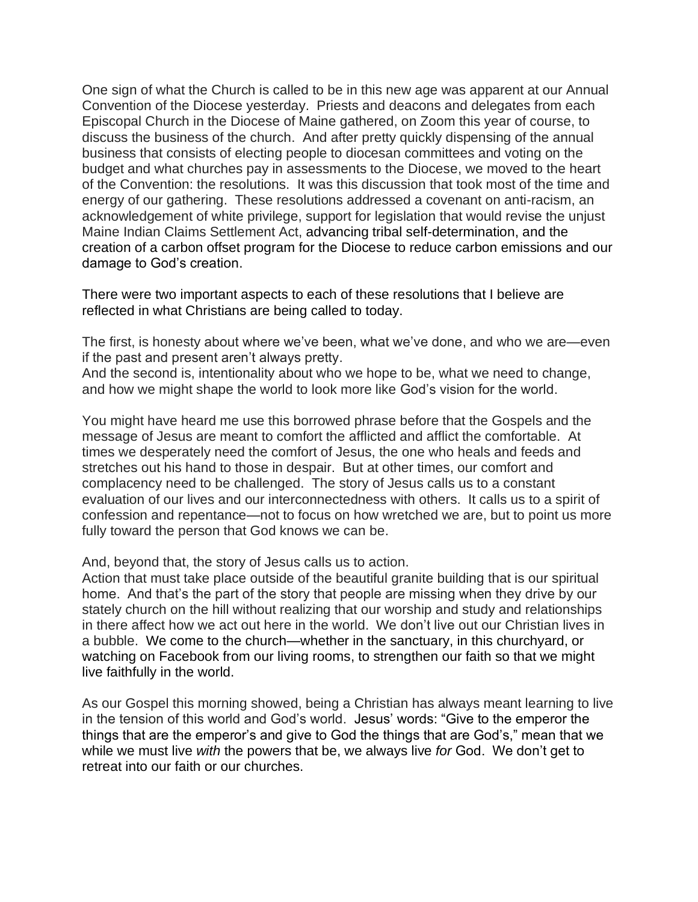One sign of what the Church is called to be in this new age was apparent at our Annual Convention of the Diocese yesterday. Priests and deacons and delegates from each Episcopal Church in the Diocese of Maine gathered, on Zoom this year of course, to discuss the business of the church. And after pretty quickly dispensing of the annual business that consists of electing people to diocesan committees and voting on the budget and what churches pay in assessments to the Diocese, we moved to the heart of the Convention: the resolutions. It was this discussion that took most of the time and energy of our gathering. These resolutions addressed a covenant on anti-racism, an acknowledgement of white privilege, support for legislation that would revise the unjust Maine Indian Claims Settlement Act, advancing tribal self-determination, and the creation of a carbon offset program for the Diocese to reduce carbon emissions and our damage to God's creation.

There were two important aspects to each of these resolutions that I believe are reflected in what Christians are being called to today.

The first, is honesty about where we've been, what we've done, and who we are—even if the past and present aren't always pretty.
And the second is, intentionality about who we hope to be, what we need to change, and how we might shape the world to look more like God's vision for the world.

You might have heard me use this borrowed phrase before that the Gospels and the message of Jesus are meant to comfort the afflicted and afflict the comfortable. At times we desperately need the comfort of Jesus, the one who heals and feeds and stretches out his hand to those in despair. But at other times, our comfort and complacency need to be challenged. The story of Jesus calls us to a constant evaluation of our lives and our interconnectedness with others. It calls us to a spirit of confession and repentance—not to focus on how wretched we are, but to point us more fully toward the person that God knows we can be.

And, beyond that, the story of Jesus calls us to action.
Action that must take place outside of the beautiful granite building that is our spiritual home. And that's the part of the story that people are missing when they drive by our stately church on the hill without realizing that our worship and study and relationships in there affect how we act out here in the world. We don't live out our Christian lives in a bubble. We come to the church—whether in the sanctuary, in this churchyard, or watching on Facebook from our living rooms, to strengthen our faith so that we might live faithfully in the world.

As our Gospel this morning showed, being a Christian has always meant learning to live in the tension of this world and God's world. Jesus' words: "Give to the emperor the things that are the emperor's and give to God the things that are God's," mean that we while we must live *with* the powers that be, we always live *for* God. We don't get to retreat into our faith or our churches.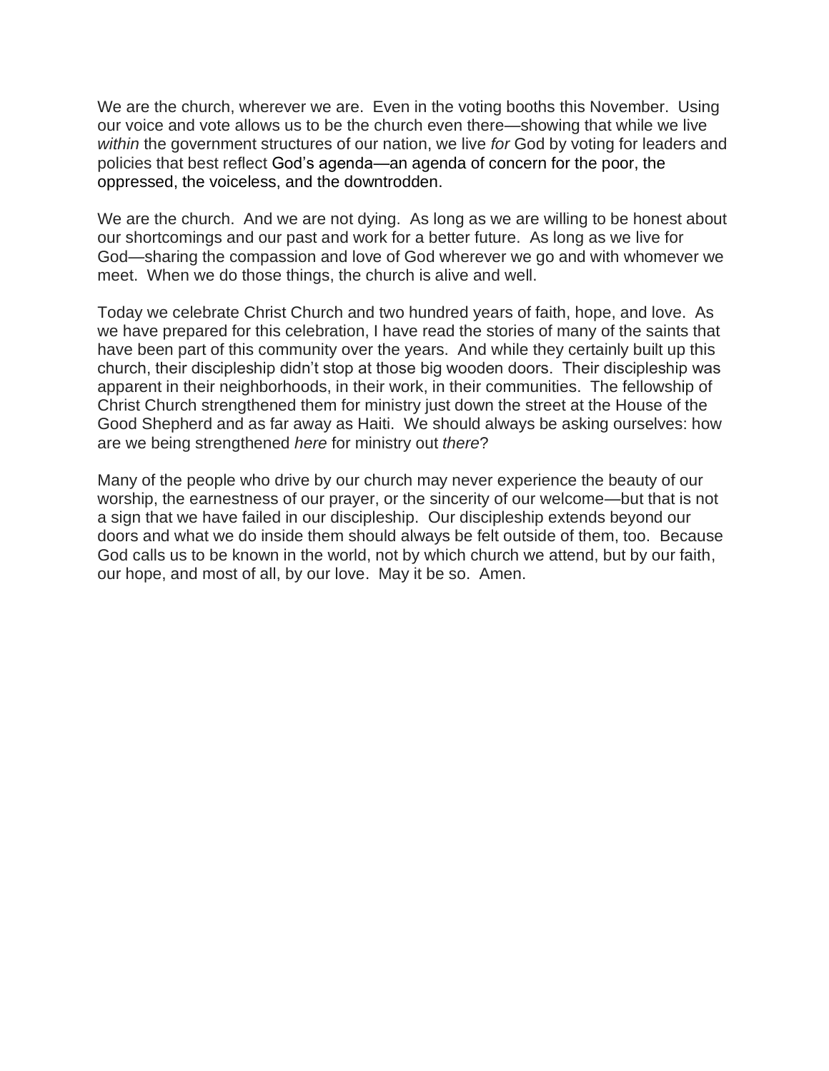We are the church, wherever we are. Even in the voting booths this November. Using our voice and vote allows us to be the church even there—showing that while we live *within* the government structures of our nation, we live *for* God by voting for leaders and policies that best reflect God's agenda—an agenda of concern for the poor, the oppressed, the voiceless, and the downtrodden.

We are the church. And we are not dying. As long as we are willing to be honest about our shortcomings and our past and work for a better future. As long as we live for God—sharing the compassion and love of God wherever we go and with whomever we meet. When we do those things, the church is alive and well.

Today we celebrate Christ Church and two hundred years of faith, hope, and love. As we have prepared for this celebration, I have read the stories of many of the saints that have been part of this community over the years. And while they certainly built up this church, their discipleship didn't stop at those big wooden doors. Their discipleship was apparent in their neighborhoods, in their work, in their communities. The fellowship of Christ Church strengthened them for ministry just down the street at the House of the Good Shepherd and as far away as Haiti. We should always be asking ourselves: how are we being strengthened *here* for ministry out *there*?

Many of the people who drive by our church may never experience the beauty of our worship, the earnestness of our prayer, or the sincerity of our welcome—but that is not a sign that we have failed in our discipleship. Our discipleship extends beyond our doors and what we do inside them should always be felt outside of them, too. Because God calls us to be known in the world, not by which church we attend, but by our faith, our hope, and most of all, by our love. May it be so. Amen.